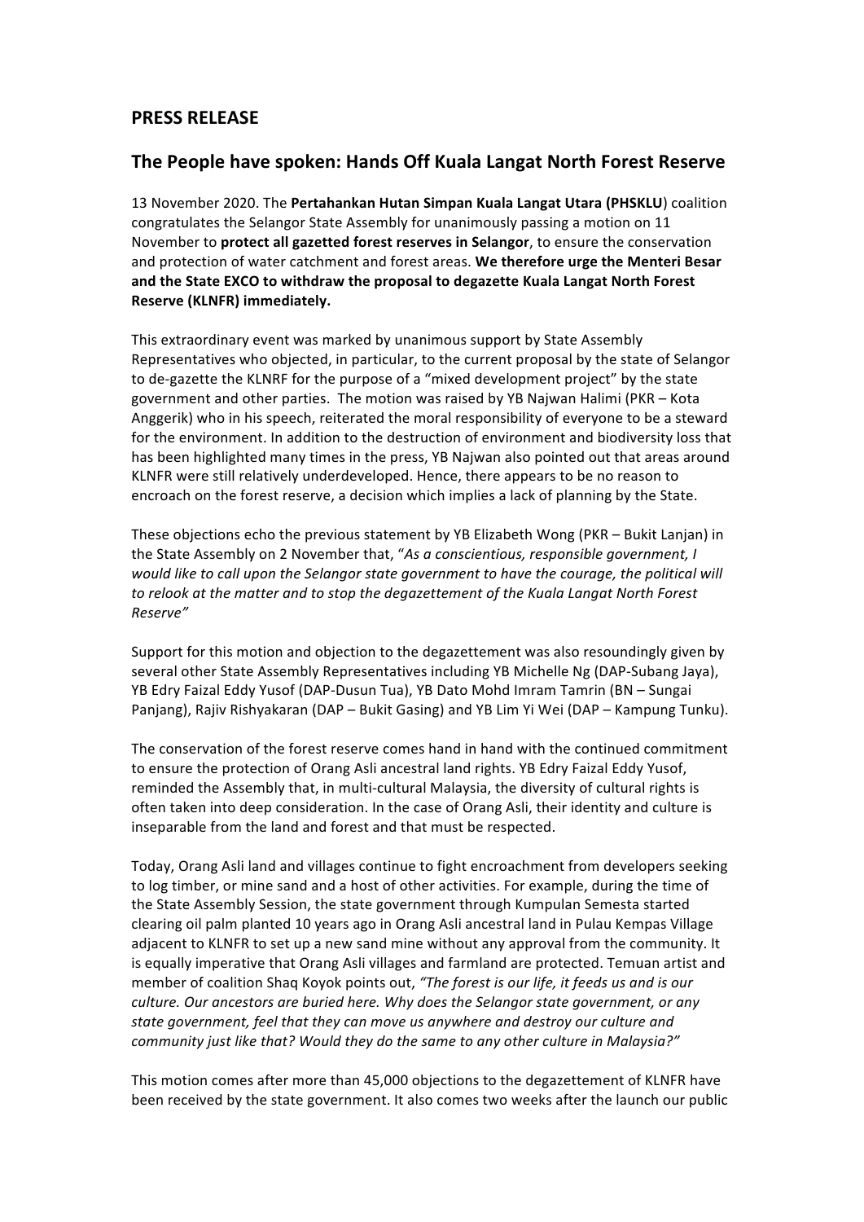## PRESS RELEASE

## The People have spoken: Hands Off Kuala Langat North Forest Reserve

13 November 2020. The **Pertahankan Hutan Simpan Kuala Langat Utara (PHSKLU**) coalition congratulates the Selangor State Assembly for unanimously passing a motion on 11 November to **protect all gazetted forest reserves in Selangor**, to ensure the conservation and protection of water catchment and forest areas. **We therefore urge the Menteri Besar and the State EXCO to withdraw the proposal to degazette Kuala Langat North Forest Reserve (KLNFR) immediately.**

This extraordinary event was marked by unanimous support by State Assembly Representatives who objected, in particular, to the current proposal by the state of Selangor to de-gazette the KLNRF for the purpose of a "mixed development project" by the state government and other parties. The motion was raised by YB Najwan Halimi (PKR – Kota Anggerik) who in his speech, reiterated the moral responsibility of everyone to be a steward for the environment. In addition to the destruction of environment and biodiversity loss that has been highlighted many times in the press, YB Najwan also pointed out that areas around KLNFR were still relatively underdeveloped. Hence, there appears to be no reason to encroach on the forest reserve, a decision which implies a lack of planning by the State.

These objections echo the previous statement by YB Elizabeth Wong (PKR – Bukit Lanjan) in the State Assembly on 2 November that, "*As a conscientious, responsible government, I would like to call upon the Selangor state government to have the courage, the political will to relook at the matter and to stop the degazettement of the Kuala Langat North Forest Reserve"*

Support for this motion and objection to the degazettement was also resoundingly given by several other State Assembly Representatives including YB Michelle Ng (DAP-Subang Jaya), YB Edry Faizal Eddy Yusof (DAP-Dusun Tua), YB Dato Mohd Imram Tamrin (BN – Sungai Panjang), Rajiv Rishyakaran (DAP – Bukit Gasing) and YB Lim Yi Wei (DAP – Kampung Tunku).

The conservation of the forest reserve comes hand in hand with the continued commitment to ensure the protection of Orang Asli ancestral land rights. YB Edry Faizal Eddy Yusof, reminded the Assembly that, in multi-cultural Malaysia, the diversity of cultural rights is often taken into deep consideration. In the case of Orang Asli, their identity and culture is inseparable from the land and forest and that must be respected.

Today, Orang Asli land and villages continue to fight encroachment from developers seeking to log timber, or mine sand and a host of other activities. For example, during the time of the State Assembly Session, the state government through Kumpulan Semesta started clearing oil palm planted 10 years ago in Orang Asli ancestral land in Pulau Kempas Village adjacent to KLNFR to set up a new sand mine without any approval from the community. It is equally imperative that Orang Asli villages and farmland are protected. Temuan artist and member of coalition Shaq Koyok points out, *"The forest is our life, it feeds us and is our culture. Our ancestors are buried here. Why does the Selangor state government, or any state government, feel that they can move us anywhere and destroy our culture and community just like that? Would they do the same to any other culture in Malaysia?"*

This motion comes after more than 45,000 objections to the degazettement of KLNFR have been received by the state government. It also comes two weeks after the launch our public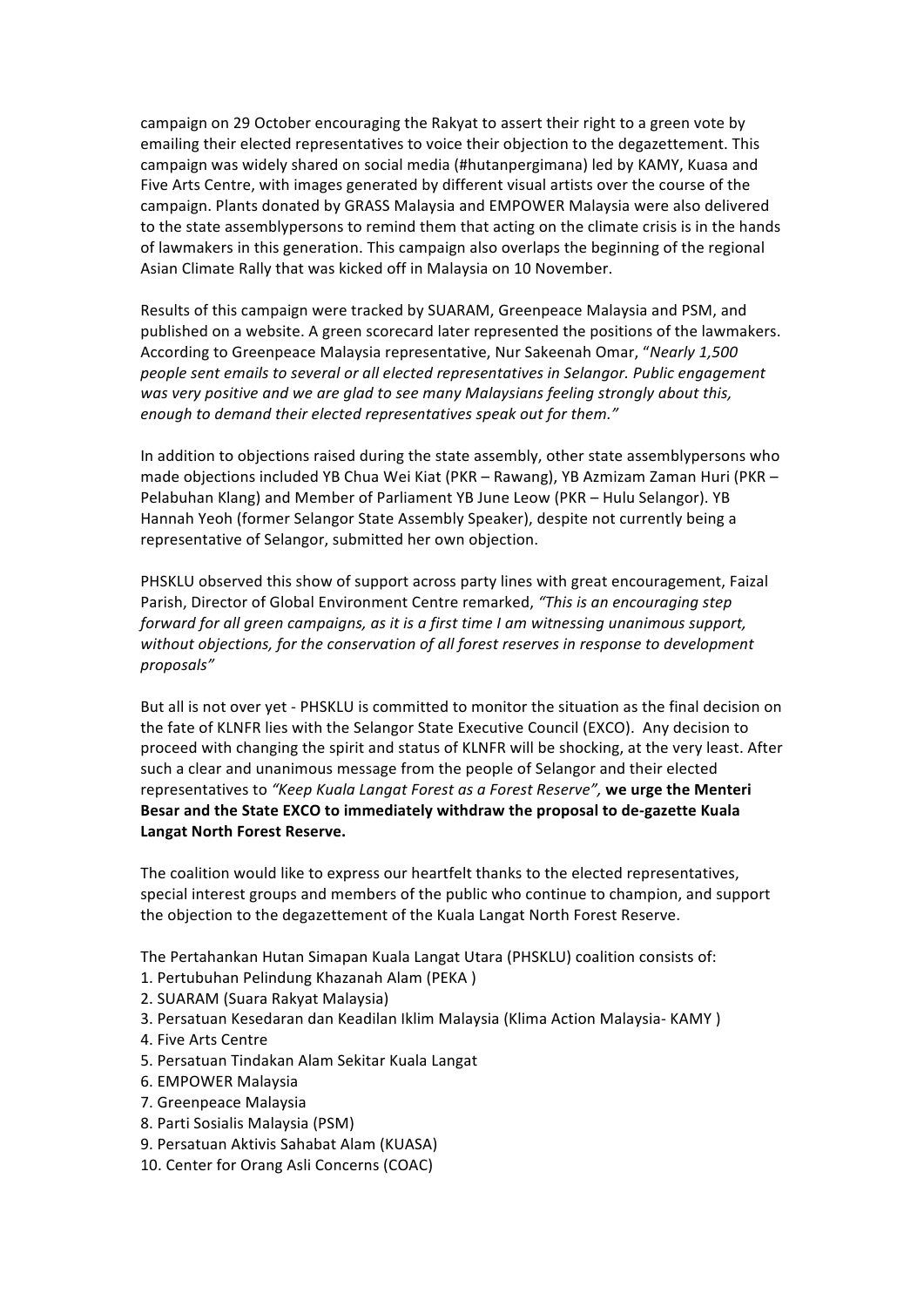campaign on 29 October encouraging the Rakyat to assert their right to a green vote by emailing their elected representatives to voice their objection to the degazettement. This campaign was widely shared on social media (#hutanpergimana) led by KAMY, Kuasa and Five Arts Centre, with images generated by different visual artists over the course of the campaign. Plants donated by GRASS Malaysia and EMPOWER Malaysia were also delivered to the state assemblypersons to remind them that acting on the climate crisis is in the hands of lawmakers in this generation. This campaign also overlaps the beginning of the regional Asian Climate Rally that was kicked off in Malaysia on 10 November.

Results of this campaign were tracked by SUARAM, Greenpeace Malaysia and PSM, and published on a website. A green scorecard later represented the positions of the lawmakers. According to Greenpeace Malaysia representative, Nur Sakeenah Omar, "*Nearly 1,500 people sent emails to several or all elected representatives in Selangor. Public engagement was very positive and we are glad to see many Malaysians feeling strongly about this, enough to demand their elected representatives speak out for them.*"

In addition to objections raised during the state assembly, other state assemblypersons who made objections included YB Chua Wei Kiat (PKR – Rawang), YB Azmizam Zaman Huri (PKR – Pelabuhan Klang) and Member of Parliament YB June Leow (PKR – Hulu Selangor). YB Hannah Yeoh (former Selangor State Assembly Speaker), despite not currently being a representative of Selangor, submitted her own objection.

PHSKLU observed this show of support across party lines with great encouragement, Faizal Parish, Director of Global Environment Centre remarked, *"This is an encouraging step forward for all green campaigns, as it is a first time I am witnessing unanimous support, without objections, for the conservation of all forest reserves in response to development proposals"*

But all is not over yet - PHSKLU is committed to monitor the situation as the final decision on the fate of KLNFR lies with the Selangor State Executive Council (EXCO). Any decision to proceed with changing the spirit and status of KLNFR will be shocking, at the very least. After such a clear and unanimous message from the people of Selangor and their elected representatives to *"Keep Kuala Langat Forest as a Forest Reserve",* **we urge the Menteri Besar and the State EXCO to immediately withdraw the proposal to de-gazette Kuala Langat North Forest Reserve.**

The coalition would like to express our heartfelt thanks to the elected representatives, special interest groups and members of the public who continue to champion, and support the objection to the degazettement of the Kuala Langat North Forest Reserve.

The Pertahankan Hutan Simapan Kuala Langat Utara (PHSKLU) coalition consists of:

1. Pertubuhan Pelindung Khazanah Alam (PEKA )
2. SUARAM (Suara Rakyat Malaysia)
3. Persatuan Kesedaran dan Keadilan Iklim Malaysia (Klima Action Malaysia- KAMY )
4. Five Arts Centre
5. Persatuan Tindakan Alam Sekitar Kuala Langat
6. EMPOWER Malaysia
7. Greenpeace Malaysia
8. Parti Sosialis Malaysia (PSM)
9. Persatuan Aktivis Sahabat Alam (KUASA)
10. Center for Orang Asli Concerns (COAC)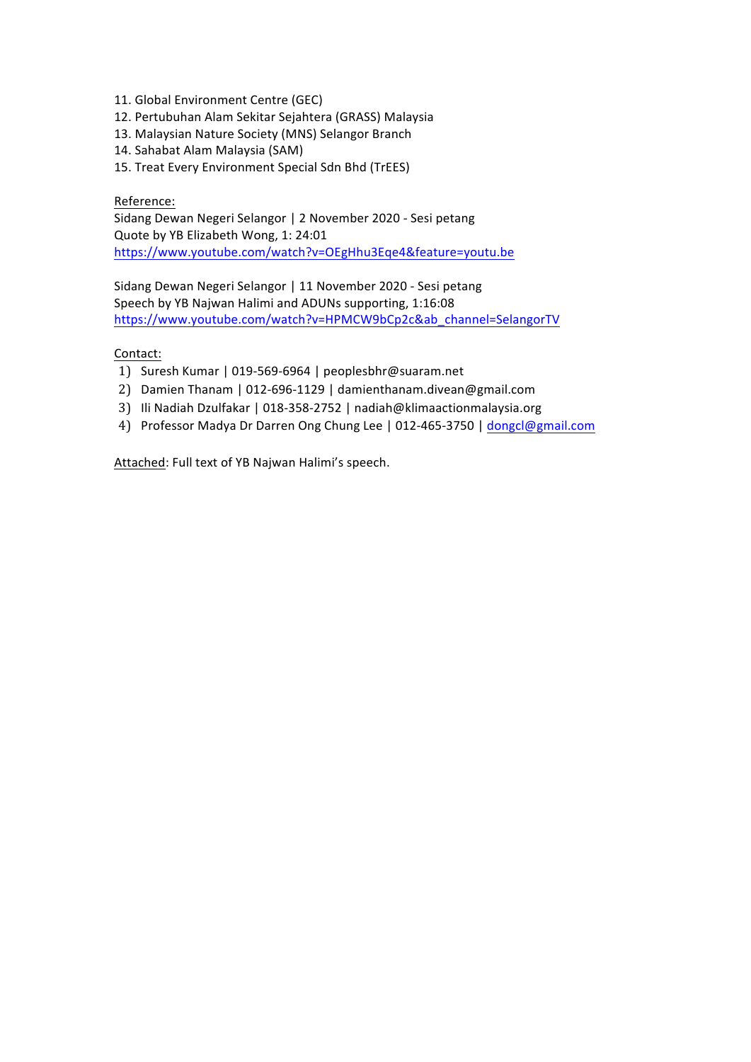11. Global Environment Centre (GEC)
12. Pertubuhan Alam Sekitar Sejahtera (GRASS) Malaysia
13. Malaysian Nature Society (MNS) Selangor Branch
14. Sahabat Alam Malaysia (SAM)
15. Treat Every Environment Special Sdn Bhd (TrEES)

Reference:
Sidang Dewan Negeri Selangor | 2 November 2020 - Sesi petang
Quote by YB Elizabeth Wong, 1: 24:01
https://www.youtube.com/watch?v=OEgHhu3Eqe4&feature=youtu.be

Sidang Dewan Negeri Selangor | 11 November 2020 - Sesi petang
Speech by YB Najwan Halimi and ADUNs supporting, 1:16:08
https://www.youtube.com/watch?v=HPMCW9bCp2c&ab_channel=SelangorTV

Contact:

1) Suresh Kumar | 019-569-6964 | peoplesbhr@suaram.net
2) Damien Thanam | 012-696-1129 | damienthanam.divean@gmail.com
3) Ili Nadiah Dzulfakar | 018-358-2752 | nadiah@klimaactionmalaysia.org
4) Professor Madya Dr Darren Ong Chung Lee | 012-465-3750 | dongcl@gmail.com

Attached: Full text of YB Najwan Halimi's speech.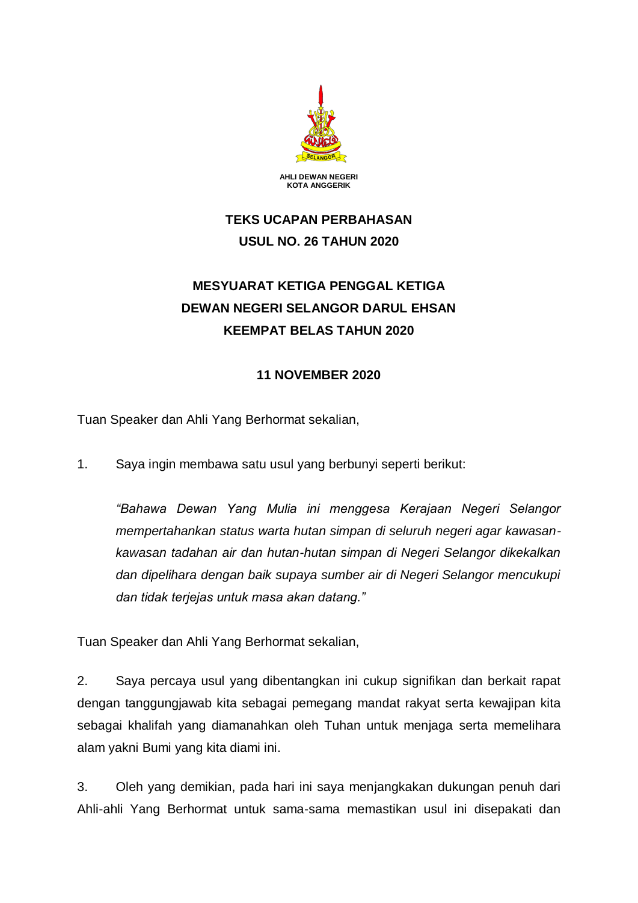**AHLI DEWAN NEGERI**
**KOTA ANGGERIK**

**TEKS UCAPAN PERBAHASAN**
**USUL NO. 26 TAHUN 2020**

**MESYUARAT KETIGA PENGGAL KETIGA**
**DEWAN NEGERI SELANGOR DARUL EHSAN**
**KEEMPAT BELAS TAHUN 2020**

**11 NOVEMBER 2020**

Tuan Speaker dan Ahli Yang Berhormat sekalian,

1. Saya ingin membawa satu usul yang berbunyi seperti berikut:

*"Bahawa Dewan Yang Mulia ini menggesa Kerajaan Negeri Selangor mempertahankan status warta hutan simpan di seluruh negeri agar kawasan-kawasan tadahan air dan hutan-hutan simpan di Negeri Selangor dikekalkan dan dipelihara dengan baik supaya sumber air di Negeri Selangor mencukupi dan tidak terjejas untuk masa akan datang."*

Tuan Speaker dan Ahli Yang Berhormat sekalian,

2. Saya percaya usul yang dibentangkan ini cukup signifikan dan berkait rapat dengan tanggungjawab kita sebagai pemegang mandat rakyat serta kewajipan kita sebagai khalifah yang diamanahkan oleh Tuhan untuk menjaga serta memelihara alam yakni Bumi yang kita diami ini.

3. Oleh yang demikian, pada hari ini saya menjangkakan dukungan penuh dari Ahli-ahli Yang Berhormat untuk sama-sama memastikan usul ini disepakati dan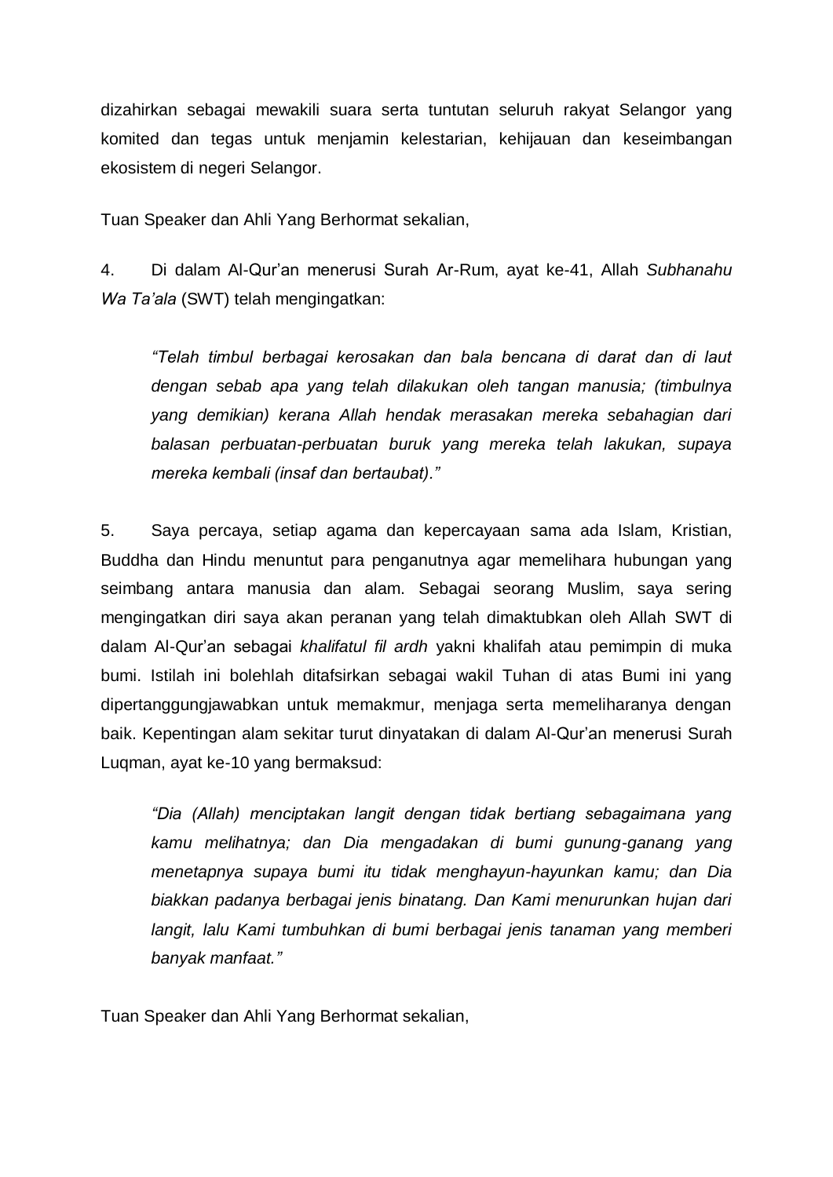dizahirkan sebagai mewakili suara serta tuntutan seluruh rakyat Selangor yang komited dan tegas untuk menjamin kelestarian, kehijauan dan keseimbangan ekosistem di negeri Selangor.

Tuan Speaker dan Ahli Yang Berhormat sekalian,

4. Di dalam Al-Qur'an menerusi Surah Ar-Rum, ayat ke-41, Allah *Subhanahu Wa Ta'ala* (SWT) telah mengingatkan:

> *"Telah timbul berbagai kerosakan dan bala bencana di darat dan di laut dengan sebab apa yang telah dilakukan oleh tangan manusia; (timbulnya yang demikian) kerana Allah hendak merasakan mereka sebahagian dari balasan perbuatan-perbuatan buruk yang mereka telah lakukan, supaya mereka kembali (insaf dan bertaubat)."*

5. Saya percaya, setiap agama dan kepercayaan sama ada Islam, Kristian, Buddha dan Hindu menuntut para penganutnya agar memelihara hubungan yang seimbang antara manusia dan alam. Sebagai seorang Muslim, saya sering mengingatkan diri saya akan peranan yang telah dimaktubkan oleh Allah SWT di dalam Al-Qur'an sebagai *khalifatul fil ardh* yakni khalifah atau pemimpin di muka bumi. Istilah ini bolehlah ditafsirkan sebagai wakil Tuhan di atas Bumi ini yang dipertanggungjawabkan untuk memakmur, menjaga serta memeliharanya dengan baik. Kepentingan alam sekitar turut dinyatakan di dalam Al-Qur'an menerusi Surah Luqman, ayat ke-10 yang bermaksud:

> *"Dia (Allah) menciptakan langit dengan tidak bertiang sebagaimana yang kamu melihatnya; dan Dia mengadakan di bumi gunung-ganang yang menetapnya supaya bumi itu tidak menghayun-hayunkan kamu; dan Dia biakkan padanya berbagai jenis binatang. Dan Kami menurunkan hujan dari langit, lalu Kami tumbuhkan di bumi berbagai jenis tanaman yang memberi banyak manfaat."*

Tuan Speaker dan Ahli Yang Berhormat sekalian,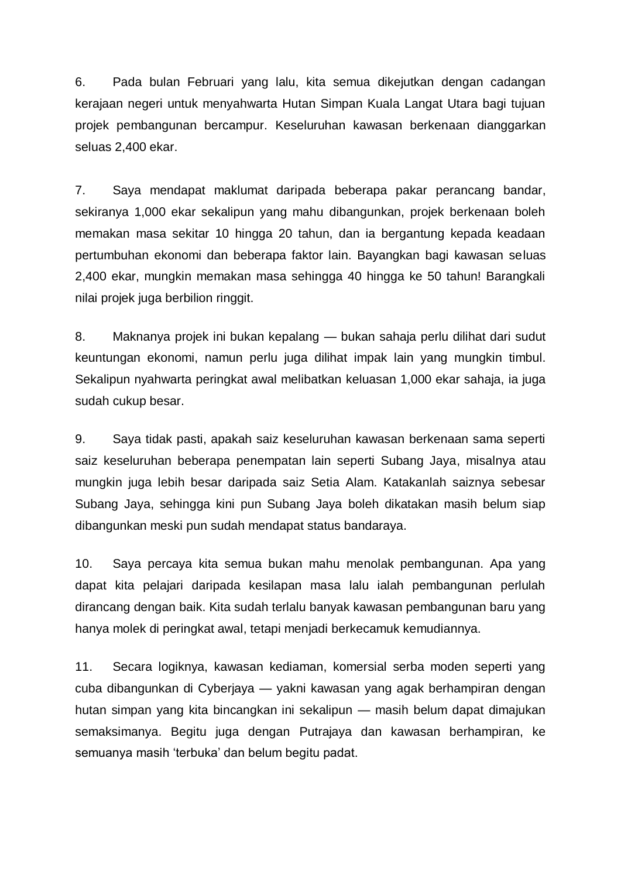6. Pada bulan Februari yang lalu, kita semua dikejutkan dengan cadangan kerajaan negeri untuk menyahwarta Hutan Simpan Kuala Langat Utara bagi tujuan projek pembangunan bercampur. Keseluruhan kawasan berkenaan dianggarkan seluas 2,400 ekar.

7. Saya mendapat maklumat daripada beberapa pakar perancang bandar, sekiranya 1,000 ekar sekalipun yang mahu dibangunkan, projek berkenaan boleh memakan masa sekitar 10 hingga 20 tahun, dan ia bergantung kepada keadaan pertumbuhan ekonomi dan beberapa faktor lain. Bayangkan bagi kawasan seluas 2,400 ekar, mungkin memakan masa sehingga 40 hingga ke 50 tahun! Barangkali nilai projek juga berbilion ringgit.

8. Maknanya projek ini bukan kepalang — bukan sahaja perlu dilihat dari sudut keuntungan ekonomi, namun perlu juga dilihat impak lain yang mungkin timbul. Sekalipun nyahwarta peringkat awal melibatkan keluasan 1,000 ekar sahaja, ia juga sudah cukup besar.

9. Saya tidak pasti, apakah saiz keseluruhan kawasan berkenaan sama seperti saiz keseluruhan beberapa penempatan lain seperti Subang Jaya, misalnya atau mungkin juga lebih besar daripada saiz Setia Alam. Katakanlah saiznya sebesar Subang Jaya, sehingga kini pun Subang Jaya boleh dikatakan masih belum siap dibangunkan meski pun sudah mendapat status bandaraya.

10. Saya percaya kita semua bukan mahu menolak pembangunan. Apa yang dapat kita pelajari daripada kesilapan masa lalu ialah pembangunan perlulah dirancang dengan baik. Kita sudah terlalu banyak kawasan pembangunan baru yang hanya molek di peringkat awal, tetapi menjadi berkecamuk kemudiannya.

11. Secara logiknya, kawasan kediaman, komersial serba moden seperti yang cuba dibangunkan di Cyberjaya — yakni kawasan yang agak berhampiran dengan hutan simpan yang kita bincangkan ini sekalipun — masih belum dapat dimajukan semaksimanya. Begitu juga dengan Putrajaya dan kawasan berhampiran, ke semuanya masih 'terbuka' dan belum begitu padat.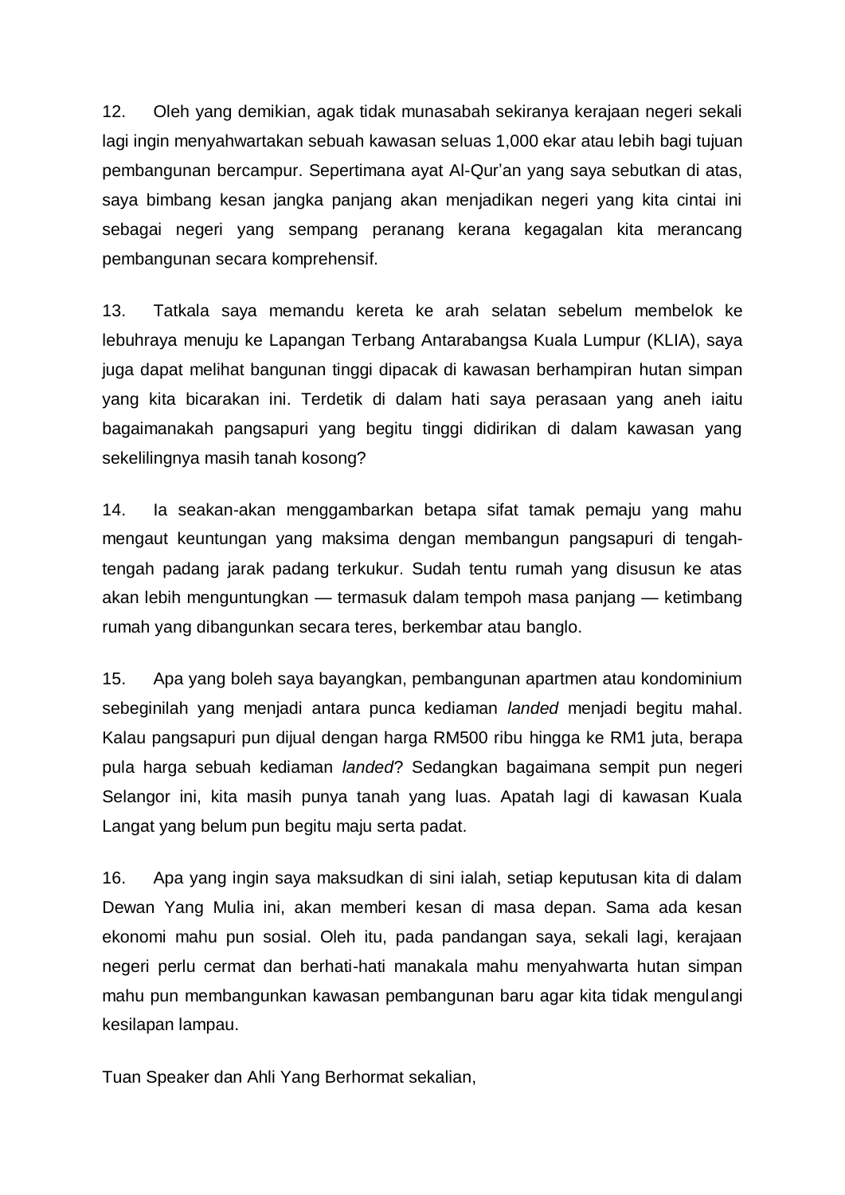12. Oleh yang demikian, agak tidak munasabah sekiranya kerajaan negeri sekali lagi ingin menyahwartakan sebuah kawasan seluas 1,000 ekar atau lebih bagi tujuan pembangunan bercampur. Sepertimana ayat Al-Qur'an yang saya sebutkan di atas, saya bimbang kesan jangka panjang akan menjadikan negeri yang kita cintai ini sebagai negeri yang sempang peranang kerana kegagalan kita merancang pembangunan secara komprehensif.

13. Tatkala saya memandu kereta ke arah selatan sebelum membelok ke lebuhraya menuju ke Lapangan Terbang Antarabangsa Kuala Lumpur (KLIA), saya juga dapat melihat bangunan tinggi dipacak di kawasan berhampiran hutan simpan yang kita bicarakan ini. Terdetik di dalam hati saya perasaan yang aneh iaitu bagaimanakah pangsapuri yang begitu tinggi didirikan di dalam kawasan yang sekelilingnya masih tanah kosong?

14. Ia seakan-akan menggambarkan betapa sifat tamak pemaju yang mahu mengaut keuntungan yang maksima dengan membangun pangsapuri di tengah-tengah padang jarak padang terkukur. Sudah tentu rumah yang disusun ke atas akan lebih menguntungkan — termasuk dalam tempoh masa panjang — ketimbang rumah yang dibangunkan secara teres, berkembar atau banglo.

15. Apa yang boleh saya bayangkan, pembangunan apartmen atau kondominium sebeginilah yang menjadi antara punca kediaman *landed* menjadi begitu mahal. Kalau pangsapuri pun dijual dengan harga RM500 ribu hingga ke RM1 juta, berapa pula harga sebuah kediaman *landed*? Sedangkan bagaimana sempit pun negeri Selangor ini, kita masih punya tanah yang luas. Apatah lagi di kawasan Kuala Langat yang belum pun begitu maju serta padat.

16. Apa yang ingin saya maksudkan di sini ialah, setiap keputusan kita di dalam Dewan Yang Mulia ini, akan memberi kesan di masa depan. Sama ada kesan ekonomi mahu pun sosial. Oleh itu, pada pandangan saya, sekali lagi, kerajaan negeri perlu cermat dan berhati-hati manakala mahu menyahwarta hutan simpan mahu pun membangunkan kawasan pembangunan baru agar kita tidak mengulangi kesilapan lampau.

Tuan Speaker dan Ahli Yang Berhormat sekalian,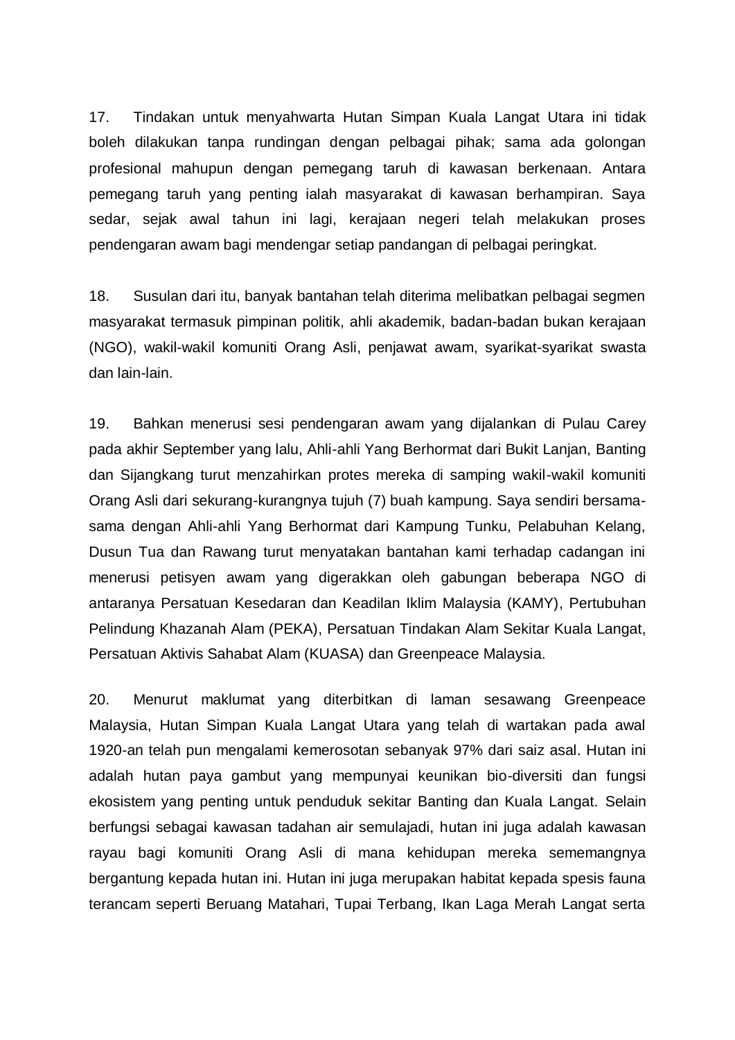17. Tindakan untuk menyahwarta Hutan Simpan Kuala Langat Utara ini tidak boleh dilakukan tanpa rundingan dengan pelbagai pihak; sama ada golongan profesional mahupun dengan pemegang taruh di kawasan berkenaan. Antara pemegang taruh yang penting ialah masyarakat di kawasan berhampiran. Saya sedar, sejak awal tahun ini lagi, kerajaan negeri telah melakukan proses pendengaran awam bagi mendengar setiap pandangan di pelbagai peringkat.

18. Susulan dari itu, banyak bantahan telah diterima melibatkan pelbagai segmen masyarakat termasuk pimpinan politik, ahli akademik, badan-badan bukan kerajaan (NGO), wakil-wakil komuniti Orang Asli, penjawat awam, syarikat-syarikat swasta dan lain-lain.

19. Bahkan menerusi sesi pendengaran awam yang dijalankan di Pulau Carey pada akhir September yang lalu, Ahli-ahli Yang Berhormat dari Bukit Lanjan, Banting dan Sijangkang turut menzahirkan protes mereka di samping wakil-wakil komuniti Orang Asli dari sekurang-kurangnya tujuh (7) buah kampung. Saya sendiri bersama-sama dengan Ahli-ahli Yang Berhormat dari Kampung Tunku, Pelabuhan Kelang, Dusun Tua dan Rawang turut menyatakan bantahan kami terhadap cadangan ini menerusi petisyen awam yang digerakkan oleh gabungan beberapa NGO di antaranya Persatuan Kesedaran dan Keadilan Iklim Malaysia (KAMY), Pertubuhan Pelindung Khazanah Alam (PEKA), Persatuan Tindakan Alam Sekitar Kuala Langat, Persatuan Aktivis Sahabat Alam (KUASA) dan Greenpeace Malaysia.

20. Menurut maklumat yang diterbitkan di laman sesawang Greenpeace Malaysia, Hutan Simpan Kuala Langat Utara yang telah di wartakan pada awal 1920-an telah pun mengalami kemerosotan sebanyak 97% dari saiz asal. Hutan ini adalah hutan paya gambut yang mempunyai keunikan bio-diversiti dan fungsi ekosistem yang penting untuk penduduk sekitar Banting dan Kuala Langat. Selain berfungsi sebagai kawasan tadahan air semulajadi, hutan ini juga adalah kawasan rayau bagi komuniti Orang Asli di mana kehidupan mereka sememangnya bergantung kepada hutan ini. Hutan ini juga merupakan habitat kepada spesis fauna terancam seperti Beruang Matahari, Tupai Terbang, Ikan Laga Merah Langat serta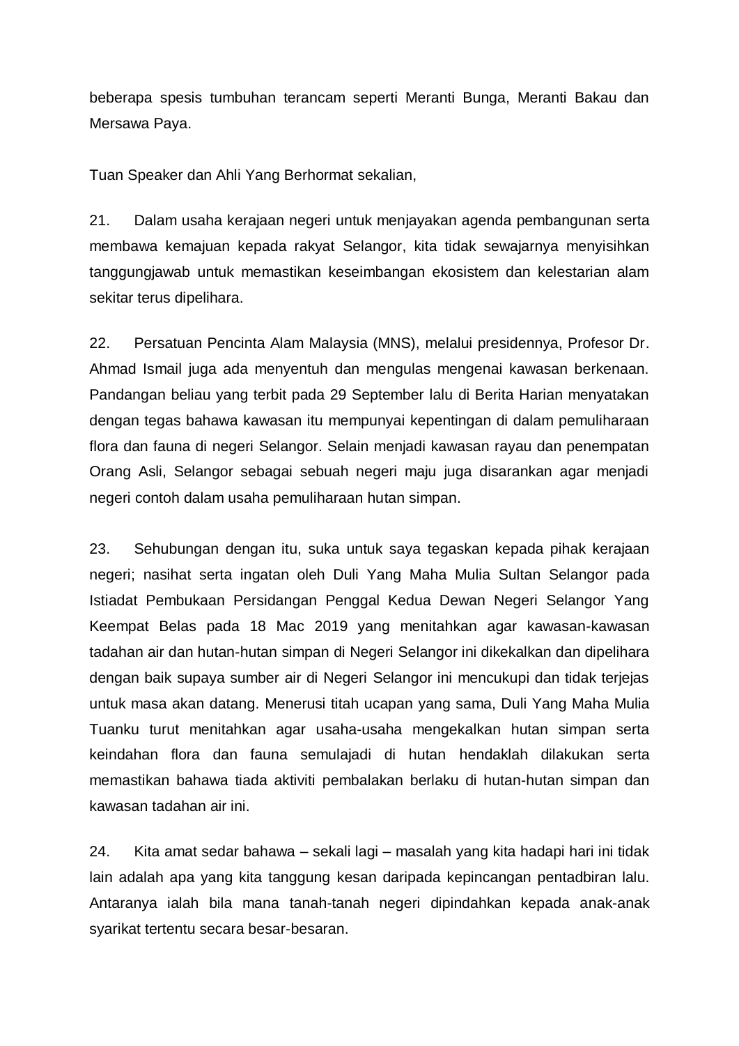beberapa spesis tumbuhan terancam seperti Meranti Bunga, Meranti Bakau dan Mersawa Paya.

Tuan Speaker dan Ahli Yang Berhormat sekalian,

21. Dalam usaha kerajaan negeri untuk menjayakan agenda pembangunan serta membawa kemajuan kepada rakyat Selangor, kita tidak sewajarnya menyisihkan tanggungjawab untuk memastikan keseimbangan ekosistem dan kelestarian alam sekitar terus dipelihara.

22. Persatuan Pencinta Alam Malaysia (MNS), melalui presidennya, Profesor Dr. Ahmad Ismail juga ada menyentuh dan mengulas mengenai kawasan berkenaan. Pandangan beliau yang terbit pada 29 September lalu di Berita Harian menyatakan dengan tegas bahawa kawasan itu mempunyai kepentingan di dalam pemuliharaan flora dan fauna di negeri Selangor. Selain menjadi kawasan rayau dan penempatan Orang Asli, Selangor sebagai sebuah negeri maju juga disarankan agar menjadi negeri contoh dalam usaha pemuliharaan hutan simpan.

23. Sehubungan dengan itu, suka untuk saya tegaskan kepada pihak kerajaan negeri; nasihat serta ingatan oleh Duli Yang Maha Mulia Sultan Selangor pada Istiadat Pembukaan Persidangan Penggal Kedua Dewan Negeri Selangor Yang Keempat Belas pada 18 Mac 2019 yang menitahkan agar kawasan-kawasan tadahan air dan hutan-hutan simpan di Negeri Selangor ini dikekalkan dan dipelihara dengan baik supaya sumber air di Negeri Selangor ini mencukupi dan tidak terjejas untuk masa akan datang. Menerusi titah ucapan yang sama, Duli Yang Maha Mulia Tuanku turut menitahkan agar usaha-usaha mengekalkan hutan simpan serta keindahan flora dan fauna semulajadi di hutan hendaklah dilakukan serta memastikan bahawa tiada aktiviti pembalakan berlaku di hutan-hutan simpan dan kawasan tadahan air ini.

24. Kita amat sedar bahawa – sekali lagi – masalah yang kita hadapi hari ini tidak lain adalah apa yang kita tanggung kesan daripada kepincangan pentadbiran lalu. Antaranya ialah bila mana tanah-tanah negeri dipindahkan kepada anak-anak syarikat tertentu secara besar-besaran.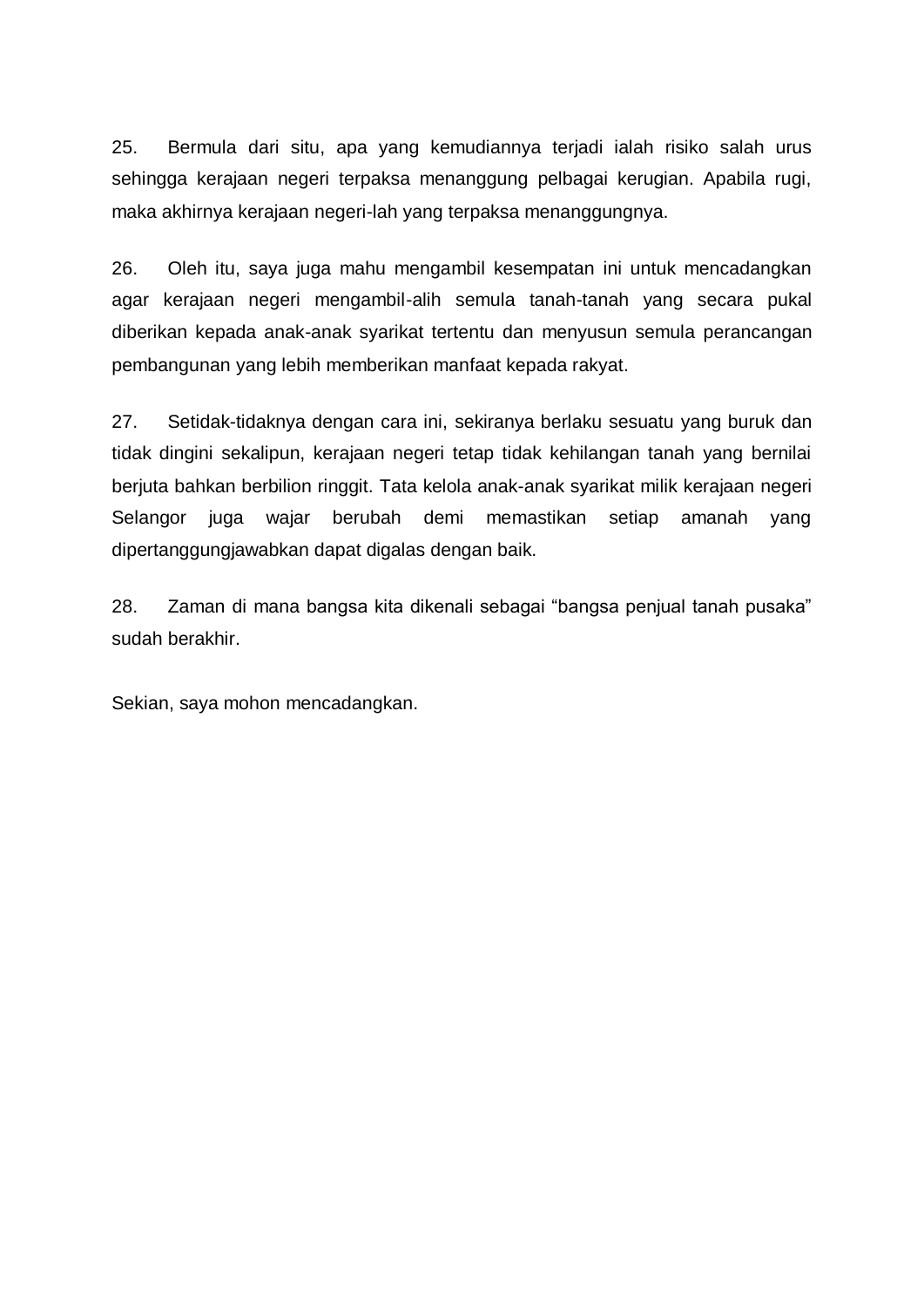25. Bermula dari situ, apa yang kemudiannya terjadi ialah risiko salah urus sehingga kerajaan negeri terpaksa menanggung pelbagai kerugian. Apabila rugi, maka akhirnya kerajaan negeri-lah yang terpaksa menanggungnya.

26. Oleh itu, saya juga mahu mengambil kesempatan ini untuk mencadangkan agar kerajaan negeri mengambil-alih semula tanah-tanah yang secara pukal diberikan kepada anak-anak syarikat tertentu dan menyusun semula perancangan pembangunan yang lebih memberikan manfaat kepada rakyat.

27. Setidak-tidaknya dengan cara ini, sekiranya berlaku sesuatu yang buruk dan tidak dingini sekalipun, kerajaan negeri tetap tidak kehilangan tanah yang bernilai berjuta bahkan berbilion ringgit. Tata kelola anak-anak syarikat milik kerajaan negeri Selangor juga wajar berubah demi memastikan setiap amanah yang dipertanggungjawabkan dapat digalas dengan baik.

28. Zaman di mana bangsa kita dikenali sebagai "bangsa penjual tanah pusaka" sudah berakhir.

Sekian, saya mohon mencadangkan.